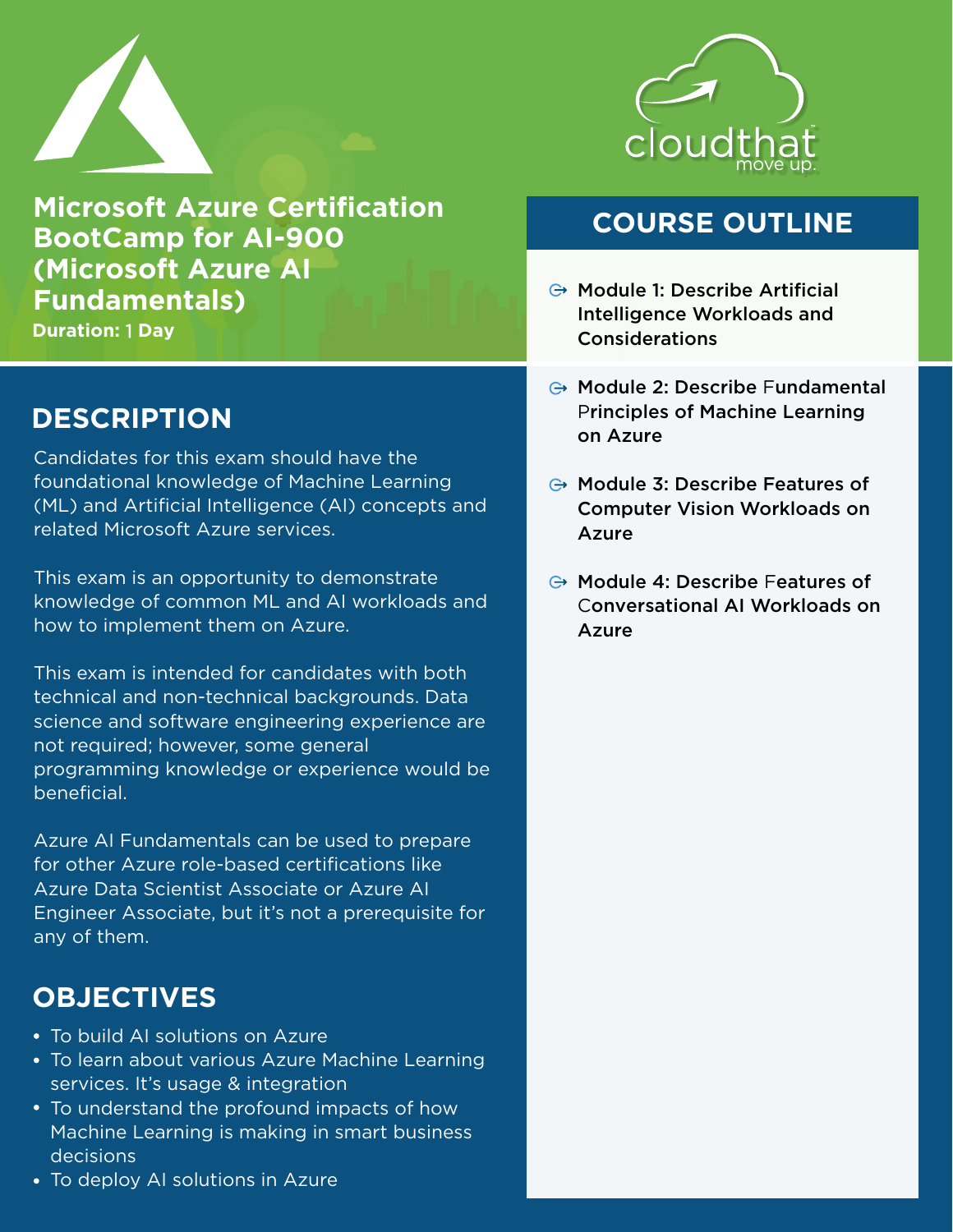# Microsoft Azure Certification BootCamp for AI-900 (Microsoft Azure AI Fundamentals)

**Duration: 1 Day**

## DESCRIPTION

Candidates for this exam should have the foundational knowledge of Machine Learning (ML) and Artificial Intelligence (AI) concepts and related Microsoft Azure services.

This exam is an opportunity to demonstrate knowledge of common ML and AI workloads and how to implement them on Azure.

This exam is intended for candidates with both technical and non-technical backgrounds. Data science and software engineering experience are not required; however, some general programming knowledge or experience would be beneficial.

Azure AI Fundamentals can be used to prepare for other Azure role-based certifications like Azure Data Scientist Associate or Azure AI Engineer Associate, but it's not a prerequisite for any of them.

## OBJECTIVES

- To build AI solutions on Azure
- To learn about various Azure Machine Learning services. It's usage & integration
- To understand the profound impacts of how Machine Learning is making in smart business decisions
- To deploy AI solutions in Azure

## COURSE OUTLINE

- Module 1: Describe Artificial Intelligence Workloads and Considerations
- Module 2: Describe Fundamental Principles of Machine Learning on Azure
- Module 3: Describe Features of Computer Vision Workloads on Azure
- Module 4: Describe Features of Conversational AI Workloads on Azure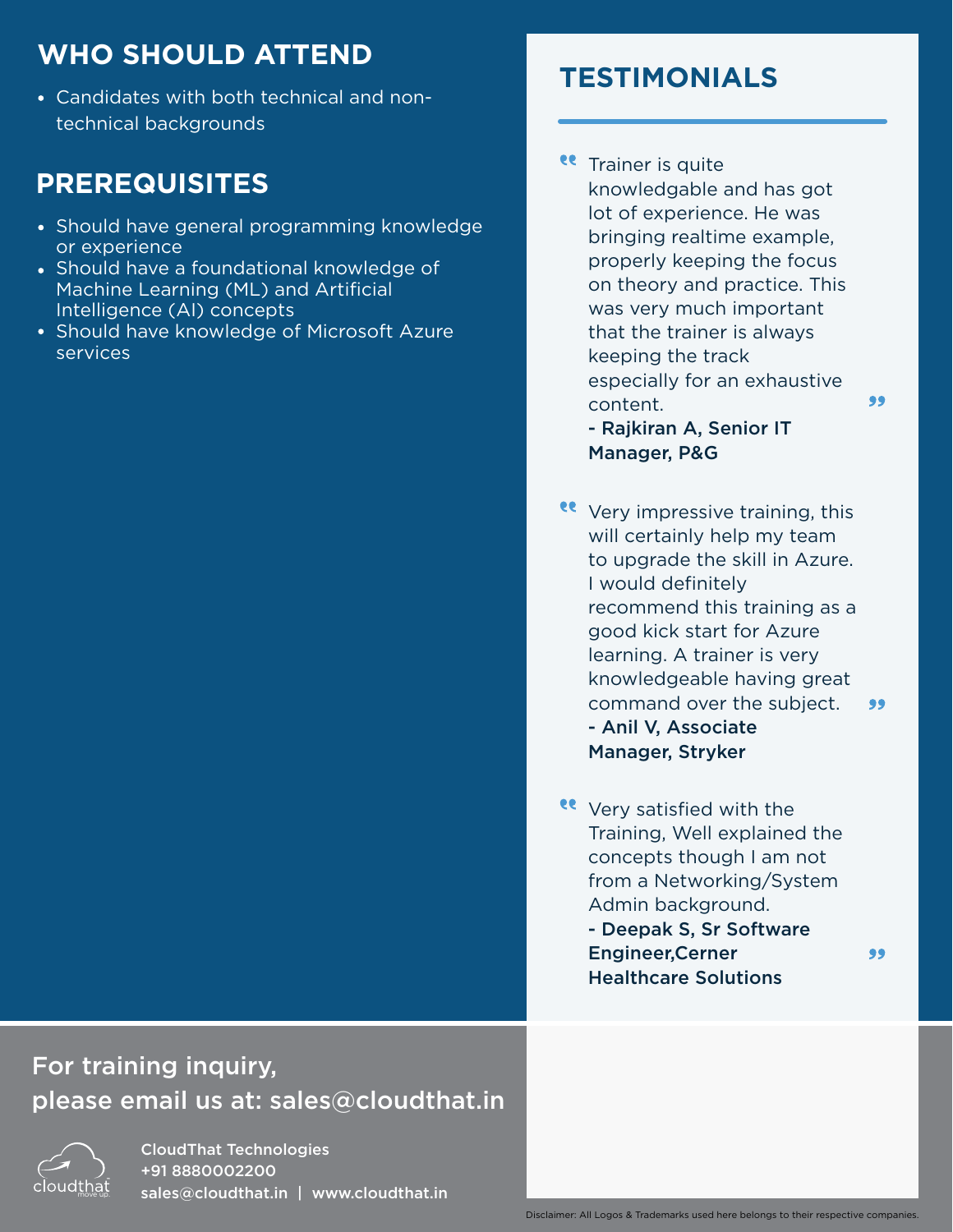## WHO SHOULD ATTEND

- Candidates with both technical and non-technical backgrounds

## PREREQUISITES

- Should have general programming knowledge or experience
- Should have a foundational knowledge of Machine Learning (ML) and Artificial Intelligence (AI) concepts
- Should have knowledge of Microsoft Azure services

## TESTIMONIALS

"Trainer is quite knowledgable and has got lot of experience. He was bringing realtime example, properly keeping the focus on theory and practice. This was very much important that the trainer is always keeping the track especially for an exhaustive content."

**- Rajkiran A, Senior IT Manager, P&G**

"Very impressive training, this will certainly help my team to upgrade the skill in Azure. I would definitely recommend this training as a good kick start for Azure learning. A trainer is very knowledgeable having great command over the subject."

**- Anil V, Associate Manager, Stryker**

"Very satisfied with the Training, Well explained the concepts though I am not from a Networking/System Admin background."

**- Deepak S, Sr Software Engineer,Cerner Healthcare Solutions**

For training inquiry,
please email us at: sales@cloudthat.in

CloudThat Technologies
+91 8880002200
sales@cloudthat.in | www.cloudthat.in

Disclaimer: All Logos & Trademarks used here belongs to their respective companies.